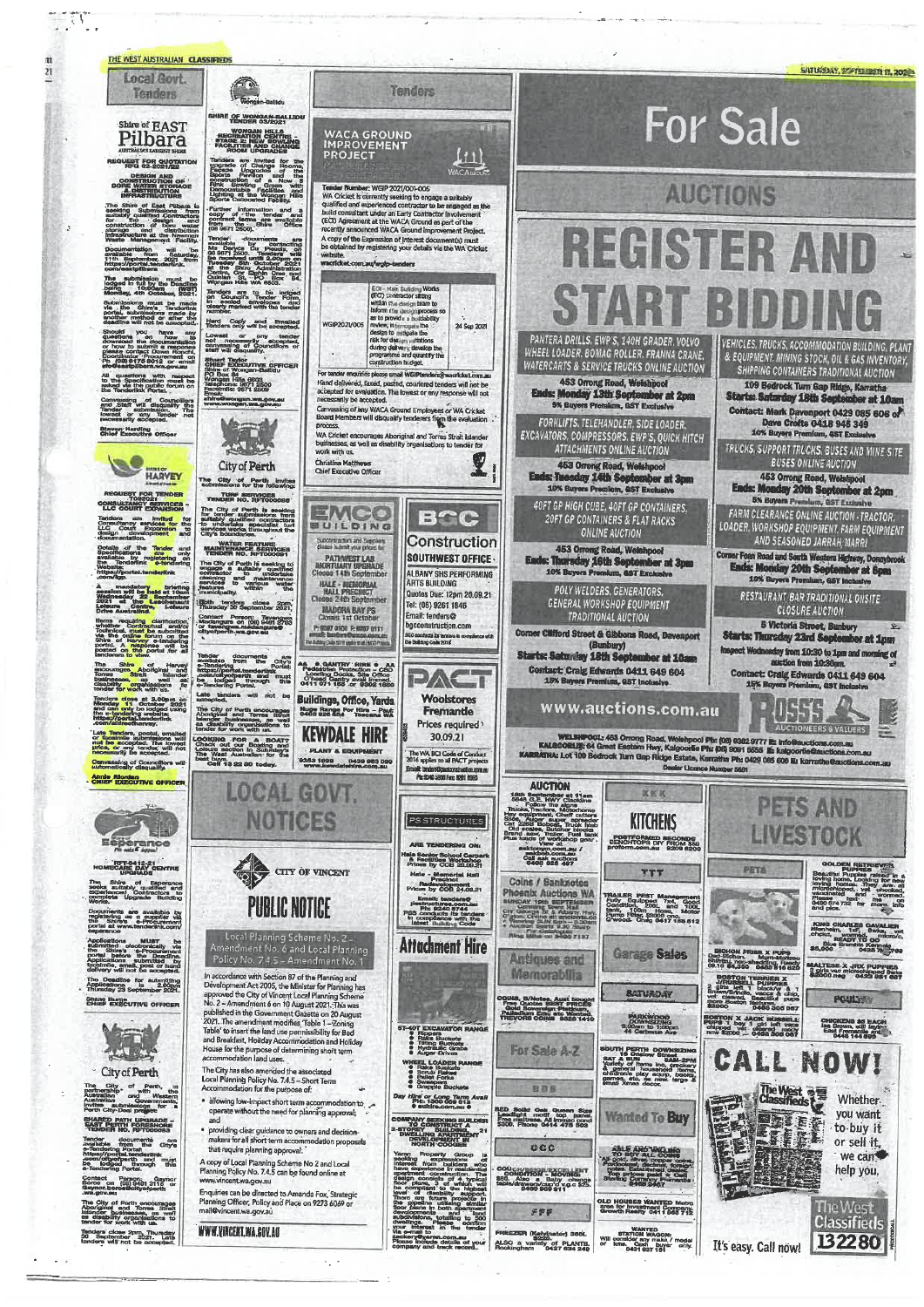## Local Govt. Tenders

### Shire of EAST Pilbara

AUSTRALIA'S LARGEST SHIRE

**REQUEST FOR QUOTATION RFQ 02-2021/22**

**DESIGN AND CONSTRUCTION OF BORE WATER STORAGE & DISTRIBUTION INFRASTRUCTURE**

The Shire of East Pilbara is seeking Submissions from suitably qualified Contractors for the design and construction of bore water storage and distribution infrastructure at the Newman Waste Management Facility.

Documentation will be available from Saturday, 11th September, 2021 from https://portal.tenderlink.com/eastpilbara

The submission must be lodged in full by the Deadline being 10:00am (WST) Monday, 4th October, 2021.

Submissions must be made via the Shire's Tenderlink portal. Submissions made by another method or after the deadline will not be accepted.

Should you have any questions on the documentation or how to submit a response please contact Dawn Rosetti, Coordinator - Procurement on Ph (08) 9175 8012 or email eto@eastpilbara.wa.gov.au

All questions with respect to the Specification must be lodged via the public forum on the Tenderlink Portal.

Canvassing of Councillors and Staff will disqualify the submission. The lowest or any tender not necessarily accepted.

**Steven Harding**
**Chief Executive Officer**

### SHIRE OF HARVEY

**REQUEST FOR TENDER T08/2021 CONSULTANCY SERVICES – LLC COURT EXPANSION**

Tenders are invited for consultancy services for the LLC Court Expansion to design development and documentation.

Details of the Tender and Specifications are only available by registering on the Tenderlink e-tendering Website https://portal.tenderlink.com/lgp

A mandatory briefing session will be held at 10am Wednesday 15th September 2021 at the Leschenault Leisure Centre, Leisure Drive Australind.

Items requiring clarification, whether Contractual and/or Technical, must be submitted via the online forum on the Shire of Harvey e-tendering portal. A response will be posted on the portal for all tenderers to view.

The Shire of Harvey encourages Aboriginal and Torres Strait Islander businesses, as well as disability organisations to tender for work with us.

Tenders close at 3.00pm on Monday 11 October 2021 and can only be lodged using the e-tendering website https://portal.tenderlink.com/shireofharvey

Late tenders, postal, emailed or facsimile submissions will not be accepted. The lowest price, or any tender will not necessarily be accepted.

Canvassing of Councillors will automatically disqualify.

**Annie Riordan**
**CHIEF EXECUTIVE OFFICER**

### Shire of Esperance

**RFT 0412-21 HOMECARE DAY CENTRE UPGRADE**

The Shire of Esperance seeks suitably qualified and experienced Contractors to complete Upgrade Building Works.

Documents are available by registering as a supplier via the Shire's e-Procurement portal at www.tenderlink.com/esperance

Applications MUST be submitted electronically via the Shire's e-Procurement portal before the Deadline. Applications submitted by facsimile, email, post or hand delivery will not be accepted.

The Deadline for submitting Applications is 2.00pm Thursday 23 September 2021.

**Shane Burge**
**CHIEF EXECUTIVE OFFICER**

### City of Perth

The City of Perth, in partnership with the Australian and Western Australian Governments, invites submissions for a Perth City Deal project:

**SHARED PATH UPGRADE – EAST PERTH FORESHORE TENDER NO. RFT000063**

Tender documents are available from the City's e-Tendering Portal https://portal.tenderlink.com/cityofperth and must be lodged through this e-Tendering Portal.

Contact Person: Gaynor Sorenson (08) 9461 3118 or Gaynor.Sorenson@cityofperth.wa.gov.au

The City of Perth encourages Aboriginal and Torres Strait Islander businesses, as well as disability organisations to tender for work with us.

Tenders close 2pm, Thursday 30 September 2021. Late tenders will not be accepted.

### Wongan-Ballidu

**SHIRE OF WONGAN-BALLIDU TENDER 03/2021**

**WONGAN HILLS RECREATION CENTRE – STAGE 2: NEW BOWLING FACILITIES AND CHANGE ROOM UPGRADES**

Tenders are invited for the upgrade of Change Rooms, Facade Upgrade of the Sports Pavilion and the construction of a New 8 Rink Bowling Green with Demountable Facilities and Lighting at the Wongan Hills Sports Ground Facility.

Further information and a copy of the tender and contract terms are available from the Shire Office (08) 9671 2500.

Tender documents are available by contacting Ms Darcie De Piazza, on 08 9671 2500. Tenders will be received until 2.00pm on Tuesday 5th October 2021 at the Shire Administration Centre, Cnr Elphin Cres and Quinlan St, PO Box 84, Wongan Hills WA 6603.

Tenders are to be lodged on Council's Tender Form, in sealed envelopes and clearly marked with the tender number.

Hard Copy and Emailed Tenders only will be accepted.

Lowest or any tender not necessarily accepted, canvassing of Councillors or staff will disqualify.

**Stuart Taylor**
**CHIEF EXECUTIVE OFFICER**
Shire of Wongan-Ballidu
PO Box 84
Wongan Hills 6603
Telephone 9671 2500
Facsimile 9671 2009
Email: shire@wongan.wa.gov.au
www.wongan.wa.gov.au

### City of Perth

The City of Perth invites submissions for the following:

**TURF SERVICES TENDER NO. RFT000066**

The City of Perth is seeking for tender submissions from suitably qualified contractors to undertake specialist turf services works throughout the City's boundaries.

**WATER FEATURE MAINTENANCE SERVICES TENDER NO. RFT000061**

The City of Perth is seeking to engage a suitably qualified contractor to undertake cleaning and maintenance services to water features within the municipality.

(Both tenders close 2pm, Thursday 30 September 2021).

Contact Person: Tavengwa Madangure on (08) 9461 3764 or tavengwa.madangure@cityofperth.wa.gov.au

Tender documents are available from the City's e-Tendering Portal https://portal.tenderlink.com/cityofperth and must be lodged through this e-Tendering Portal.

Late tenders will not be accepted.

The City of Perth encourages Aboriginal and Torres Strait Islander businesses, as well as disability organisations to tender for work with us.

**LOOKING FOR A BOAT?** Check out our Boating and Leisure section in Saturday's The West Australian for the best buys. Call 13 22 80 today.

## LOCAL GOVT. NOTICES

### CITY OF VINCENT

### PUBLIC NOTICE

**Local Planning Scheme No. 2 – Amendment No. 6 and Local Planning Policy No. 7.4.5 – Amendment No. 1**

In accordance with Section 87 of the Planning and Development Act 2005, the Minister for Planning has approved the City of Vincent Local Planning Scheme No. 2 – Amendment 6 on 10 August 2021. This was published in the Government Gazette on 20 August 2021. The amendment modifies 'Table 1 – Zoning Table' to insert the land use permissibility for Bed and Breakfast, Holiday Accommodation and Holiday House for the purpose of determining short term accommodation land uses.

The City has also amended the associated Local Planning Policy No. 7.4.5 – Short Term Accommodation for the purpose of:

- allowing low-impact short term accommodation to operate without the need for planning approval; and
- providing clear guidance to owners and decision-makers for all short term accommodation proposals that require planning approval.

A copy of Local Planning Scheme No 2 and Local Planning Policy No. 7.4.5 can be found online at www.vincent.wa.gov.au

Enquiries can be directed to Amanda Fox, Strategic Planning Officer, Policy and Place on 9273 6069 or mail@vincent.wa.gov.au

WWW.VINCENT.WA.GOV.AU

## Tenders

### WACA GROUND IMPROVEMENT PROJECT

Tender Number: WGIP 2021/001-005

WA Cricket is currently seeking to engage a suitably qualified and experienced contractor to be engaged as the build consultant under an Early Contractor Involvement (ECI) Agreement at the WACA Ground as part of the recently announced WACA Ground Improvement Project.

A copy of the Expression of Interest document(s) must be obtained by registering your details via the WA Cricket website.

wacricket.com.au/wgip-tenders

| | | |
|---|---|---|
| WGIP2021/005 | ECI - Main Building Works (ECI) contractor sitting within the design team to inform the design process so as to provide a buildability review, interrogate the design to mitigate the risk for design variations during delivery, develop the programme and quantify the construction budget. | 24 Sep 2021 |

For tender enquiries please email WGIPtenders@wacricket.com.au

Hand delivered, faxed, posted, couriered tenders will not be accepted for evaluation. The lowest or any response will not necessarily be accepted.

Canvassing of any WACA Ground Employees or WA Cricket Board Members will disqualify tenderers from the evaluation process.

WA Cricket encourages Aboriginal and Torres Strait Islander businesses, as well as disability organisations to tender for work with us.

Christina Matthews
Chief Executive Officer

### EMCO BUILDING

Subcontractors and Suppliers please submit your prices for

**PATHWEST LAB MORTUARY UPGRADE**
Closes 14th September

**HALE – MEMORIAL HALL PRECINCT**
Closes 24th September

**MADORA BAY PS**
Closes 1st October

P: 9207 0100 F: 9207 0111
email: tenders@emco.com.au

### BGC Construction

**SOUTHWEST OFFICE**

ALBANY SHS PERFORMING ARTS BUILDING

Quotes Due: 12pm 20.09.21
Tel: (08) 9261 1846
Email: tenders@bgcconstruction.com

BGC constructs its tenders in compliance with the Building Code 2016

**AA GANTRY HIRE & AA** Pedestrian Protection – CBD Loading Docks, Site Office O'head Gantry avail immed. 0411 071 155 or 9302 1850

**Buildings, Office, Yards** Huge Range For Hire – Palz 0488 926 924 Toocana WA

### KEWDALE HIRE

PLANT & EQUIPMENT
9353 1699 0439 983 099
www.kewdalehire.com.au

### PACT

**Woolstores Fremantle**
Prices required
30.09.21

The WA BCI Code of Conduct 2016 applies to all PACT projects
Email: tenders@pactconstruction.com.au
Ph: 9246 1100 Fax: 9201 6000

### PS STRUCTURES

**ARE TENDERING ON:**

**Hale Senior School Carpark & Facilities Workshop**
Prices by COB 20.09.21

**Hale – Memorial Hall Precinct Redevelopment**
Prices by COB 24.09.21

Email: tenders@psstructures.com.au
Ph: 9350 7600
PSS constructs its tenders in compliance with the latest Building Code

### Attachment Hire

**5T-40T EXCAVATOR RANGE**
- Rippers
- Rake Buckets
- Tilting Buckets
- Hydraulic Grabs
- Auger Drives

**WHEEL LOADER RANGE**
- Scrub Rakes
- Tyne Buckets
- Pallet Forks
- Sweepers
- Grapple Buckets

Day Hire or Long Term Avail Ph: 1300 050 013 @ a-hire.com.au

**COMPANY SEEKING BUILDER TO CONSTRUCT A 3-STOREY BUILDING, 21 DWELLING APARTMENT DEVELOPMENT IN NORTH COOGEE**

Yarra Property Group is seeking expressions of interest from builders who have experience in residential apartment construction. The development consists of a typical floor plate, 3 of which will be compliant to the highest level of disability requirements. There are three projects in the pipeline utilising similar floor plates in both apartment developments and bespoke aged care development up to 300 dwellings. Please confirm your interest in the tender via email to zackery@yarra.com.au
Please include details of your company and track record.

## For Sale

### AUCTIONS

# REGISTER AND START BIDDING

**PANTERA DRILLS, EWP'S, 140H GRADER, VOLVO WHEEL LOADER, BOMAG ROLLER, FRANNA CRANE, WATERCARTS & SERVICE TRUCKS ONLINE AUCTION**
453 Orrong Road, Welshpool
**Ends: Monday 13th September at 2pm**
5% Buyers Premium, GST Exclusive

**FORKLIFTS, TELEHANDLER, SIDE LOADER, EXCAVATORS, COMPRESSORS, EWP'S, QUICK HITCH ATTACHMENTS ONLINE AUCTION**
453 Orrong Road, Welshpool
**Ends: Tuesday 14th September at 3pm**
10% Buyers Premium, GST Exclusive

**40FT GP HIGH CUBE, 40FT GP CONTAINERS, 20FT GP CONTAINERS & FLAT RACKS ONLINE AUCTION**
453 Orrong Road, Welshpool
**Ends: Thursday 16th September at 3pm**
10% Buyers Premium, GST Exclusive

**POLY WELDERS, GENERATORS, GENERAL WORKSHOP EQUIPMENT TRADITIONAL AUCTION**
Corner Clifford Street & Gibbons Road, Davenport (Bunbury)
**Starts: Saturday 18th September at 10am**
Contact: Craig Edwards 0411 649 604
15% Buyers Premium, GST Inclusive

**VEHICLES, TRUCKS, ACCOMMODATION BUILDING, PLANT & EQUIPMENT, MINING STOCK, OIL & GAS INVENTORY, SHIPPING CONTAINERS TRADITIONAL AUCTION**
109 Bedrock Turn Gap Ridge, Karratha
**Starts: Saturday 18th September at 10am**
Contact: Mark Davenport 0429 085 606 or Dave Crofts 0418 945 349
10% Buyers Premium, GST Exclusive

**TRUCKS, SUPPORT TRUCKS, BUSES AND MINE SITE BUSES ONLINE AUCTION**
453 Orrong Road, Welshpool
**Ends: Monday 20th September at 2pm**
5% Buyers Premium, GST Exclusive

**FARM CLEARANCE ONLINE AUCTION - TRACTOR, LOADER, WORKSHOP EQUIPMENT, FARM EQUIPMENT AND SEASONED JARRAH/MARRI**
Corner Fern Road and South Western Highway, Donnybrook
**Ends: Monday 20th September at 6pm**
10% Buyers Premium, GST Inclusive

**RESTAURANT/BAR TRADITIONAL ONSITE CLOSURE AUCTION**
5 Victoria Street, Bunbury
**Starts: Thursday 23rd September at 1pm**
Inspect Wednesday from 10:30 to 1pm and morning of auction from 10:30am.
Contact: Craig Edwards 0411 649 604
15% Buyers Premium, GST Inclusive

www.auctions.com.au

ROSS'S AUCTIONEERS & VALUERS

WELSHPOOL: 453 Orrong Road, Welshpool Ph: (08) 9362 9777 E: info@auctions.com.au
KALGOORLIE: 64 Great Eastern Hwy, Kalgoorlie Ph: (08) 9091 5555 E: kalgoorlie@auctions.com.au
KARRATHA: Lot 109 Bedrock Turn Gap Ridge Estate, Karratha Ph: 0429 085 606 E: karratha@auctions.com.au
Dealer Licence Number 5661

### AUCTION

18th September at 11am 5545 G.E. HWY Clackline. Follow the signs. Trucks, Tractors, Motorhome, Hay equipment, Chaff cutters, Silos, Auger, super spreader, Cat 225B Excavator, Truck tool box, Loader, Tractor, books, Brand new, Trailer, Fuel tank. Plus loads of workshop gear. View at aaktcrapp.com.au/auctions. Call ask auctions 0408 028 497

### Coins / Banknotes

**Phoenix Auctions WA**
SUNDAY 19th SEPTEMBER. Canning Town Hall. Cnr George St & Albany Hwy, Cannington. Online at auctions & Viewing Sat from 9:30am. Viewing Sun from 9:00am. Auction starts 9.30. Stamps & Coins. For Catalogue Ring Mike on 0408 7157

### Antiques and Memorabilia

COINS, B/Notes, Aust bought. Free Quotes BEST PRICES Gold Sovereign Platinum, Palladium Emu etc Wanted. TREVOR'S COINS 9335 1416

### For Sale A-Z

**BBB**

BED Solid Oak Queen Size Leadlight motif top panel. Free mattress. All brand new/ $300. Phone 0414 475 503

**CCC**

COUCH 3/SEAT, EXCELLENT CONDITION. MOVING. $80. Also a Baby change table/drawers/cup'd v.g.c $25. 0400 909 911

**FFF**

FREEZER (Kelvinator) 380L $500. ALSO a variety of PLANTS. Rockingham 0427 634 249

### KITCHENS

POSTFORMED SECONDS BENCHTOPS DIY FROM $80 proform.com.au 9209 6200

**TTT**

TRAILER PEST Management Fully Equipped 7x4, Good Condition, 200L and 100L tank, 100m Hose, Motor Pump Filter, $8500 ono, O'wood. Craig 0417 188 812

### Garage Sales

**SATURDAY**

**PARKWOOD DOWNSIZING** 8:00am to 1:00pm 44 Carbeas Ave

**SOUTH PERTH DOWNSIZING** 15 Onslow Street SAT & SUN 7AM-2PM. Variety of home inc. crockery & general household items, children's play equip, books, games, etc. No new, large & small Xmas decor.

### Wanted to Buy

ABLE AND WILLING TO BUY ALL COINS. All gold, silver, copper coins, Pre-decimal, decimal banknotes, sports coins, other items, gold scrap, gold jewellery. Top prices paid & Cash Sterling Currency Pineapple 0400 5457

OLD HOUSES WANTED Metro area for Investment Company. Growth Realty 0411 585 716

WANTED STATION WAGON Will consider any make / model or kms. Cash buyer only. 0421 037 181

## PETS AND LIVESTOCK

### PETS

**GOLDEN RETRIEVER PUPPIES** Beautiful Puppies raised in a loving home. Looking for new loving homes. They are all microchipped, vet checked, vaccinated and wormed. Phone or text me on 0400 574 732 for more info and pics.

**KING CHARLES CAVALIER** Blenheim, 1xF, Swiss, vet checked, wormed, microchipped, READY TO GO. Blue Bramble Kennels. $5,000 0438 ... 

**BICHON FRISE X PUPS** Dad-Bichon, Mum-Maltese, Shitzu, non-shedding. Ready 09.10 $4,250 0488 816 620

**MALTESE X JRX PUPPIES** 3 girls vax microchipped Dam $2000 neg 0423 051 007

**BOSTON TERRIER X PUPPIES** JRx, Mum's JRx. Vet checked. Beautiful pups $2800. Call / text $2500. 0488 305 067

**BOSTON X JACK RUSSELL** Pups 1 boy 1 girl left vax chipped vet cleared ready now $2200 0488 305 067

### POULTRY

**CHICKENS $8 EACH** Isa Brown, all laying East Fremantle area 0448 144 899

## CALL NOW!

Whether you want to buy it or sell it, we can help you.

It's easy. Call now! The West Classifieds 132280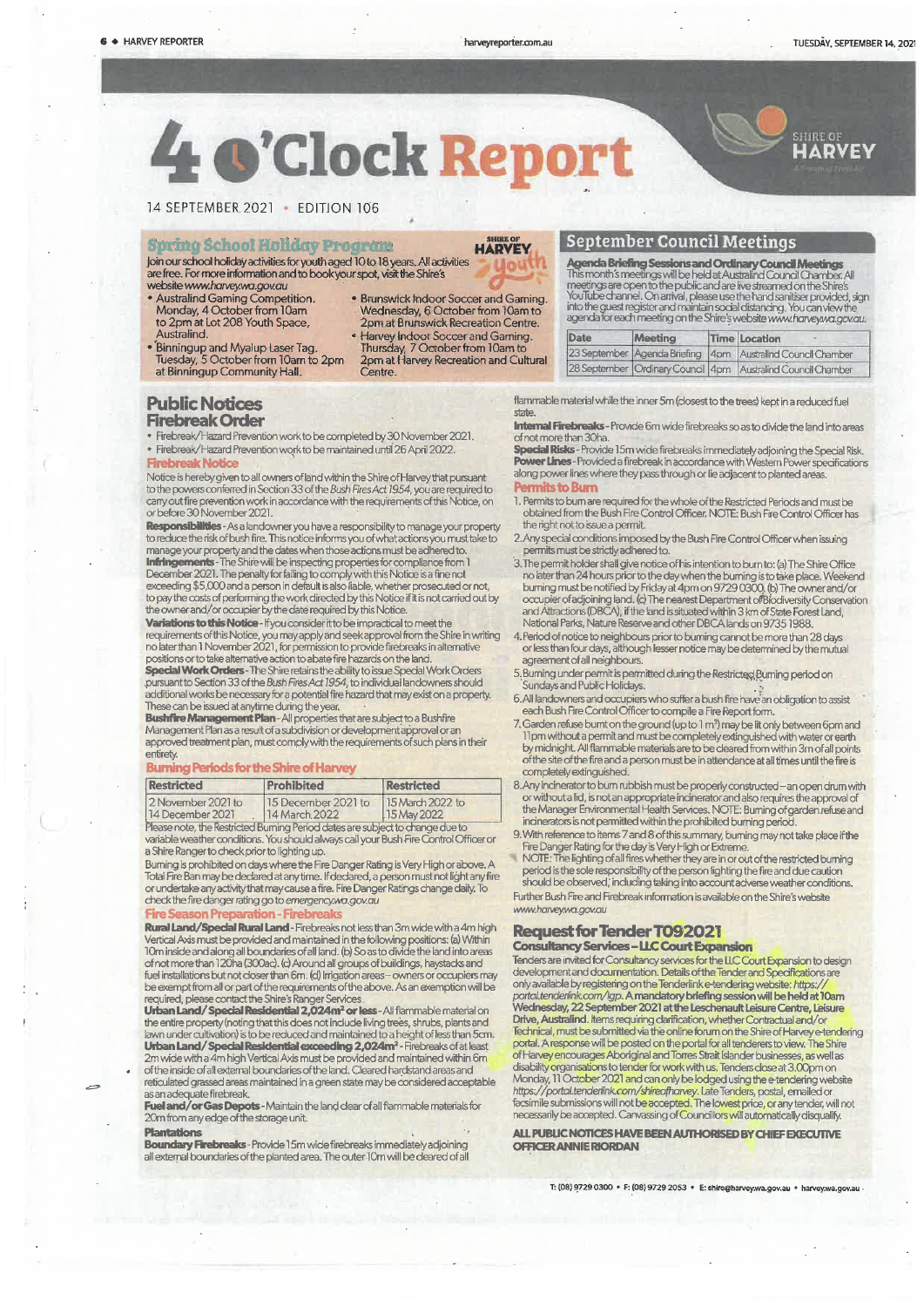# 4 O'Clock Report

SHIRE OF HARVEY

14 SEPTEMBER 2021 • EDITION 106

## Spring School Holiday Program

SHIRE OF HARVEY youth

Join our school holiday activities for youth aged 10 to 18 years. All activities are free. For more information and to book your spot, visit the Shire's website www.harvey.wa.gov.au

- Australind Gaming Competition. Monday, 4 October from 10am to 2pm at Lot 208 Youth Space, Australind.
- Binningup and Myalup Laser Tag. Tuesday, 5 October from 10am to 2pm at Binningup Community Hall.
- Brunswick Indoor Soccer and Gaming. Wednesday, 6 October from 10am to 2pm at Brunswick Recreation Centre.
- Harvey Indoor Soccer and Gaming. Thursday, 7 October from 10am to 2pm at Harvey Recreation and Cultural Centre.

## September Council Meetings

**Agenda Briefing Sessions and Ordinary Council Meetings**
This month's meetings will be held at Australind Council Chamber. All meetings are open to the public and are live streamed on the Shire's YouTube channel. On arrival, please use the hand sanitiser provided, sign into the guest register and maintain social distancing. You can view the agenda for each meeting on the Shire's website www.harvey.wa.gov.au.

| Date | Meeting | Time | Location |
|---|---|---|---|
| 23 September | Agenda Briefing | 4pm | Australind Council Chamber |
| 28 September | Ordinary Council | 4pm | Australind Council Chamber |

## Public Notices

### Firebreak Order

- Firebreak/Hazard Prevention work to be completed by 30 November 2021.
- Firebreak/Hazard Prevention work to be maintained until 26 April 2022.

#### Firebreak Notice

Notice is hereby given to all owners of land within the Shire of Harvey that pursuant to the powers conferred in Section 33 of the *Bush Fires Act 1954*, you are required to carry out fire prevention work in accordance with the requirements of this Notice, on or before 30 November 2021.

**Responsibilities** - As a landowner you have a responsibility to manage your property to reduce the risk of bush fire. This notice informs you of what actions you must take to manage your property and the dates when those actions must be adhered to.

**Infringements** - The Shire will be inspecting properties for compliance from 1 December 2021. The penalty for failing to comply with this Notice is a fine not exceeding $5,000 and a person in default is also liable, whether prosecuted or not, to pay the costs of performing the work directed by this Notice if it is not carried out by the owner and/or occupier by the date required by this Notice.

**Variations to this Notice** - If you consider it to be impractical to meet the requirements of this Notice, you may apply and seek approval from the Shire in writing no later than 1 November 2021, for permission to provide firebreaks in alternative positions or to take alternative action to abate fire hazards on the land.

**Special Work Orders** - The Shire retains the ability to issue Special Work Orders pursuant to Section 33 of the *Bush Fires Act 1954*, to individual landowners should additional works be necessary for a potential fire hazard that may exist on a property. These can be issued at anytime during the year.

**Bushfire Management Plan** - All properties that are subject to a Bushfire Management Plan as a result of a subdivision or development approval or an approved treatment plan, must comply with the requirements of such plans in their entirety.

#### Burning Periods for the Shire of Harvey

| Restricted | Prohibited | Restricted |
|---|---|---|
| 2 November 2021 to 14 December 2021 | 15 December 2021 to 14 March 2022 | 15 March 2022 to 15 May 2022 |

Please note, the Restricted Burning Period dates are subject to change due to variable weather conditions. You should always call your Bush Fire Control Officer or a Shire Ranger to check prior to lighting up.

Burning is prohibited on days where the Fire Danger Rating is Very High or above. A Total Fire Ban may be declared at any time. If declared, a person must not light any fire or undertake any activity that may cause a fire. Fire Danger Ratings change daily. To check the fire danger rating go to emergency.wa.gov.au

#### Fire Season Preparation - Firebreaks

**Rural Land/Special Rural Land** - Firebreaks not less than 3m wide with a 4m high Vertical Axis must be provided and maintained in the following positions: (a) Within 10m inside and along all boundaries of all land. (b) So as to divide the land into areas of not more than 120ha (300ac). (c) Around all groups of buildings, haystacks and fuel installations but not closer than 6m. (d) Irrigation areas – owners or occupiers may be exempt from all or part of the requirements of the above. As an exemption will be required, please contact the Shire's Ranger Services.

**Urban Land/ Special Residential 2,024m² or less** - All flammable material on the entire property (noting that this does not include living trees, shrubs, plants and lawn under cultivation) is to be reduced and maintained to a height of less than 5cm.

**Urban Land/ Special Residential exceeding 2,024m²** - Firebreaks of at least 2m wide with a 4m high Vertical Axis must be provided and maintained within 6m of the inside of all external boundaries of the land. Cleared hardstand areas and reticulated grassed areas maintained in a green state may be considered acceptable as an adequate firebreak.

**Fuel and/or Gas Depots** - Maintain the land clear of all flammable materials for 20m from any edge of the storage unit.

**Plantations**

**Boundary Firebreaks** - Provide 15m wide firebreaks immediately adjoining all external boundaries of the planted area. The outer 10m will be cleared of all flammable material while the inner 5m (closest to the trees) kept in a reduced fuel state.

**Internal Firebreaks** - Provide 6m wide firebreaks so as to divide the land into areas of not more than 30ha.

**Special Risks** - Provide 15m wide firebreaks immediately adjoining the Special Risk.

**Power Lines** - Provided a firebreak in accordance with Western Power specifications along power lines where they pass through or lie adjacent to planted areas.

#### Permits to Burn

1. Permits to burn are required for the whole of the Restricted Periods and must be obtained from the Bush Fire Control Officer. NOTE: Bush Fire Control Officer has the right not to issue a permit.
2. Any special conditions imposed by the Bush Fire Control Officer when issuing permits must be strictly adhered to.
3. The permit holder shall give notice of his intention to burn to: (a) The Shire Office no later than 24 hours prior to the day when the burning is to take place. Weekend burning must be notified by Friday at 4pm on 9729 0300. (b) The owner and/or occupier of adjoining land. (c) The nearest Department of Biodiversity Conservation and Attractions (DBCA), if the land is situated within 3 km of State Forest Land, National Parks, Nature Reserve and other DBCA lands on 9735 1988.
4. Period of notice to neighbours prior to burning cannot be more than 28 days or less than four days, although lesser notice may be determined by the mutual agreement of all neighbours.
5. Burning under permit is permitted during the Restricted Burning period on Sundays and Public Holidays.
6. All landowners and occupiers who suffer a bush fire have an obligation to assist each Bush Fire Control Officer to compile a Fire Report form.
7. Garden refuse burnt on the ground (up to 1 m³) may be lit only between 6pm and 11pm without a permit and must be completely extinguished with water or earth by midnight. All flammable materials are to be cleared from within 3m of all points of the site of the fire and a person must be in attendance at all times until the fire is completely extinguished.
8. Any incinerator to burn rubbish must be properly constructed – an open drum with or without a lid, is not an appropriate incinerator and also requires the approval of the Manager Environmental Health Services. NOTE: Burning of garden refuse and incinerators is not permitted within the prohibited burning period.
9. With reference to items 7 and 8 of this summary, burning may not take place if the Fire Danger Rating for the day is Very High or Extreme.

NOTE: The lighting of all fires whether they are in or out of the restricted burning period is the sole responsibility of the person lighting the fire and due caution should be observed, including taking into account adverse weather conditions.

Further Bush Fire and Firebreak information is available on the Shire's website www.harvey.wa.gov.au

### Request for Tender T092021

#### Consultancy Services – LLC Court Expansion

Tenders are invited for Consultancy services for the LLC Court Expansion to design development and documentation. Details of the Tender and Specifications are only available by registering on the Tenderlink e-tendering website: https://portal.tenderlink.com/lgp. A mandatory briefing session will be held at 10am Wednesday, 22 September 2021 at the Leschenault Leisure Centre, Leisure Drive, Australind. Items requiring clarification, whether Contractual and/or Technical, must be submitted via the online forum on the Shire of Harvey e-tendering portal. A response will be posted on the portal for all tenderers to view. The Shire of Harvey encourages Aboriginal and Torres Strait Islander businesses, as well as disability organisations to tender for work with us. Tenders close at 3.00pm on Monday, 11 October 2021 and can only be lodged using the e-tendering website https://portal.tenderlink.com/shireofharvey. Late Tenders, postal, emailed or facsimile submissions will not be accepted. The lowest price, or any tender, will not necessarily be accepted. Canvassing of Councillors will automatically disqualify.

**ALL PUBLIC NOTICES HAVE BEEN AUTHORISED BY CHIEF EXECUTIVE OFFICER ANNIE RIORDAN**

T: (08) 9729 0300 • F: (08) 9729 2053 • E: shire@harvey.wa.gov.au • harvey.wa.gov.au